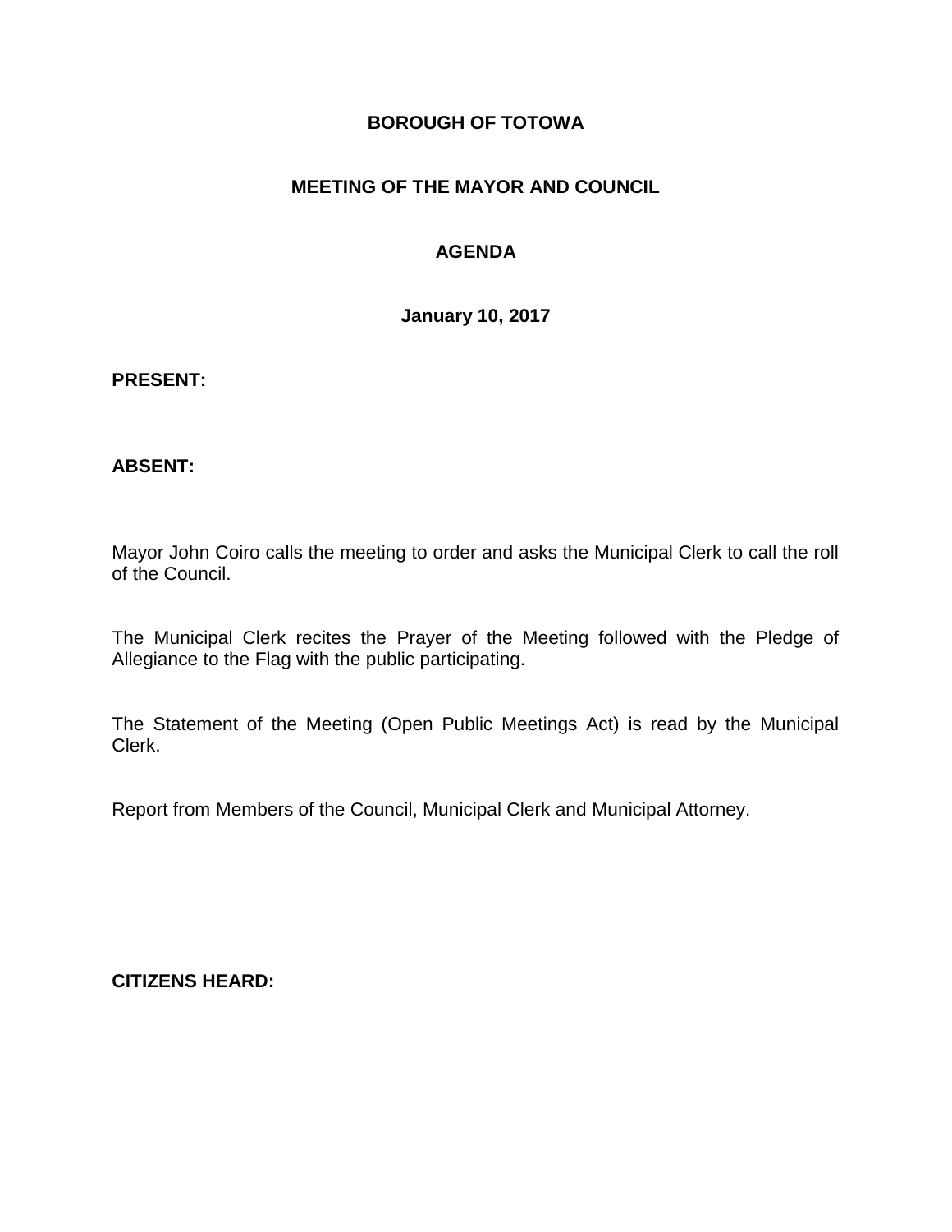# BOROUGH OF TOTOWA

## MEETING OF THE MAYOR AND COUNCIL

## AGENDA

**January 10, 2017**

**PRESENT:**

**ABSENT:**

Mayor John Coiro calls the meeting to order and asks the Municipal Clerk to call the roll of the Council.

The Municipal Clerk recites the Prayer of the Meeting followed with the Pledge of Allegiance to the Flag with the public participating.

The Statement of the Meeting (Open Public Meetings Act) is read by the Municipal Clerk.

Report from Members of the Council, Municipal Clerk and Municipal Attorney.

**CITIZENS HEARD:**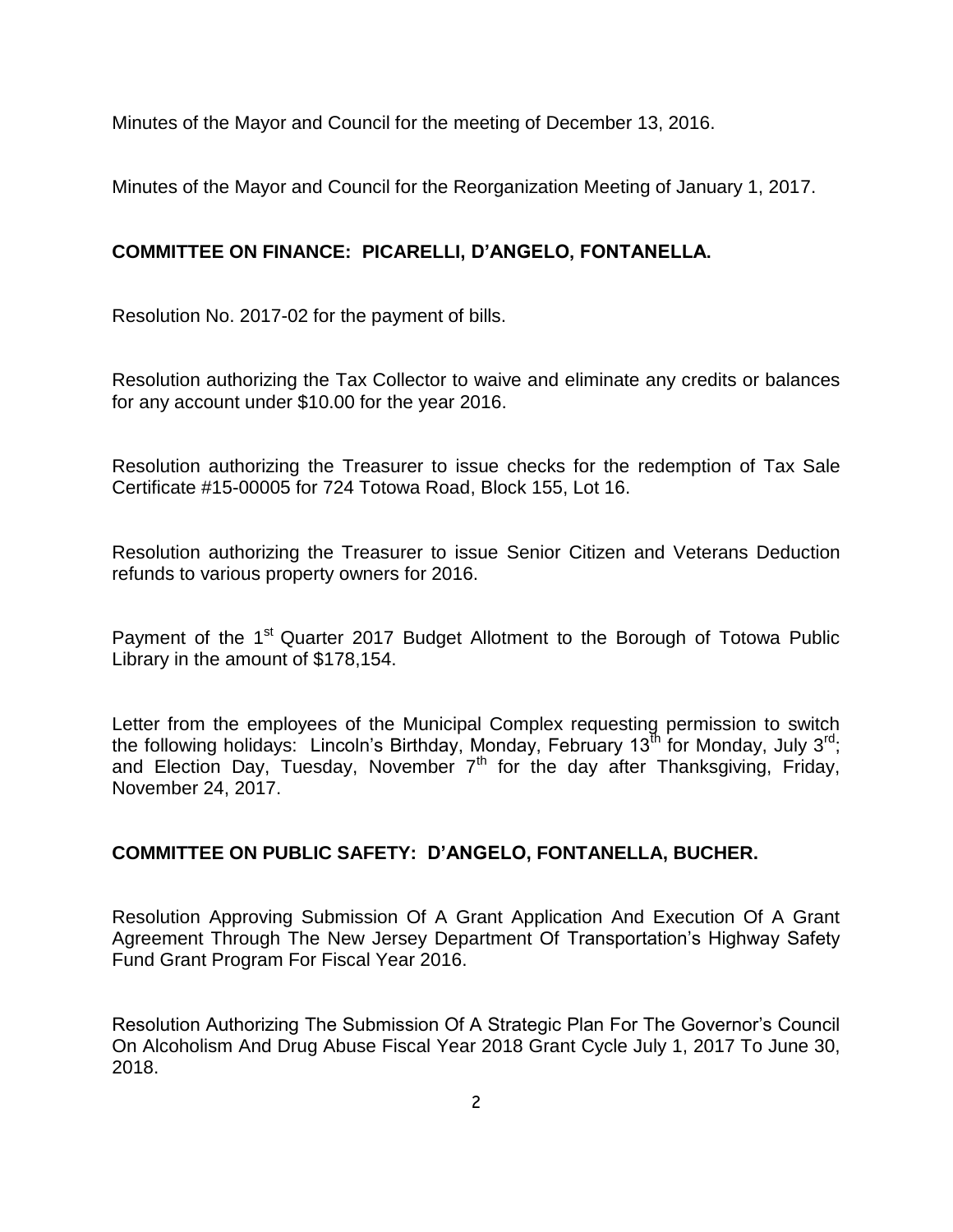Minutes of the Mayor and Council for the meeting of December 13, 2016.

Minutes of the Mayor and Council for the Reorganization Meeting of January 1, 2017.

**COMMITTEE ON FINANCE: PICARELLI, D'ANGELO, FONTANELLA.**

Resolution No. 2017-02 for the payment of bills.

Resolution authorizing the Tax Collector to waive and eliminate any credits or balances for any account under $10.00 for the year 2016.

Resolution authorizing the Treasurer to issue checks for the redemption of Tax Sale Certificate #15-00005 for 724 Totowa Road, Block 155, Lot 16.

Resolution authorizing the Treasurer to issue Senior Citizen and Veterans Deduction refunds to various property owners for 2016.

Payment of the 1st Quarter 2017 Budget Allotment to the Borough of Totowa Public Library in the amount of $178,154.

Letter from the employees of the Municipal Complex requesting permission to switch the following holidays: Lincoln's Birthday, Monday, February 13th for Monday, July 3rd; and Election Day, Tuesday, November 7th for the day after Thanksgiving, Friday, November 24, 2017.

**COMMITTEE ON PUBLIC SAFETY: D'ANGELO, FONTANELLA, BUCHER.**

Resolution Approving Submission Of A Grant Application And Execution Of A Grant Agreement Through The New Jersey Department Of Transportation's Highway Safety Fund Grant Program For Fiscal Year 2016.

Resolution Authorizing The Submission Of A Strategic Plan For The Governor's Council On Alcoholism And Drug Abuse Fiscal Year 2018 Grant Cycle July 1, 2017 To June 30, 2018.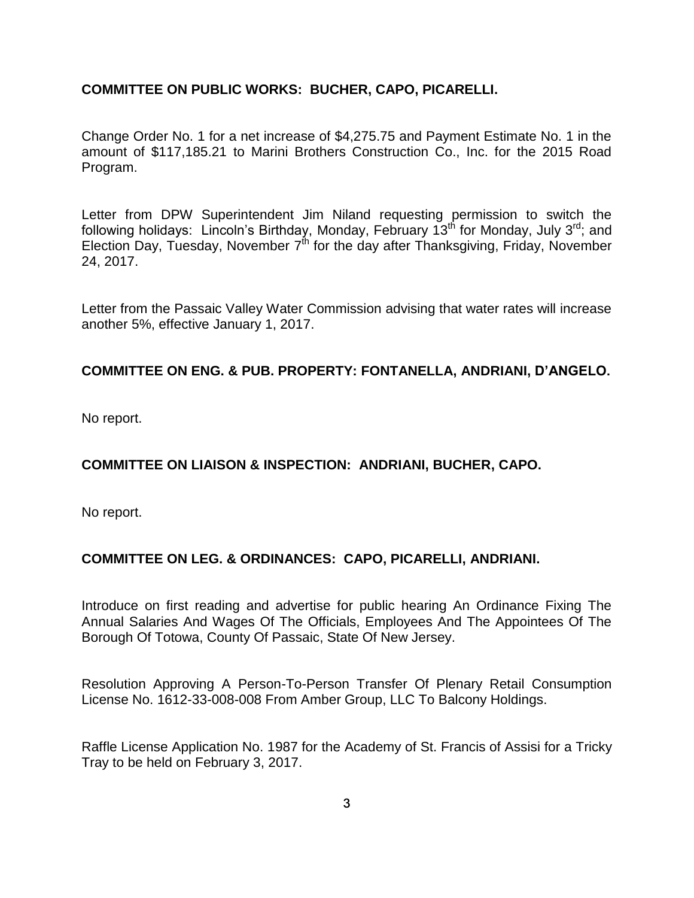**COMMITTEE ON PUBLIC WORKS: BUCHER, CAPO, PICARELLI.**

Change Order No. 1 for a net increase of $4,275.75 and Payment Estimate No. 1 in the amount of $117,185.21 to Marini Brothers Construction Co., Inc. for the 2015 Road Program.

Letter from DPW Superintendent Jim Niland requesting permission to switch the following holidays: Lincoln's Birthday, Monday, February 13th for Monday, July 3rd; and Election Day, Tuesday, November 7th for the day after Thanksgiving, Friday, November 24, 2017.

Letter from the Passaic Valley Water Commission advising that water rates will increase another 5%, effective January 1, 2017.

**COMMITTEE ON ENG. & PUB. PROPERTY: FONTANELLA, ANDRIANI, D'ANGELO.**

No report.

**COMMITTEE ON LIAISON & INSPECTION: ANDRIANI, BUCHER, CAPO.**

No report.

**COMMITTEE ON LEG. & ORDINANCES: CAPO, PICARELLI, ANDRIANI.**

Introduce on first reading and advertise for public hearing An Ordinance Fixing The Annual Salaries And Wages Of The Officials, Employees And The Appointees Of The Borough Of Totowa, County Of Passaic, State Of New Jersey.

Resolution Approving A Person-To-Person Transfer Of Plenary Retail Consumption License No. 1612-33-008-008 From Amber Group, LLC To Balcony Holdings.

Raffle License Application No. 1987 for the Academy of St. Francis of Assisi for a Tricky Tray to be held on February 3, 2017.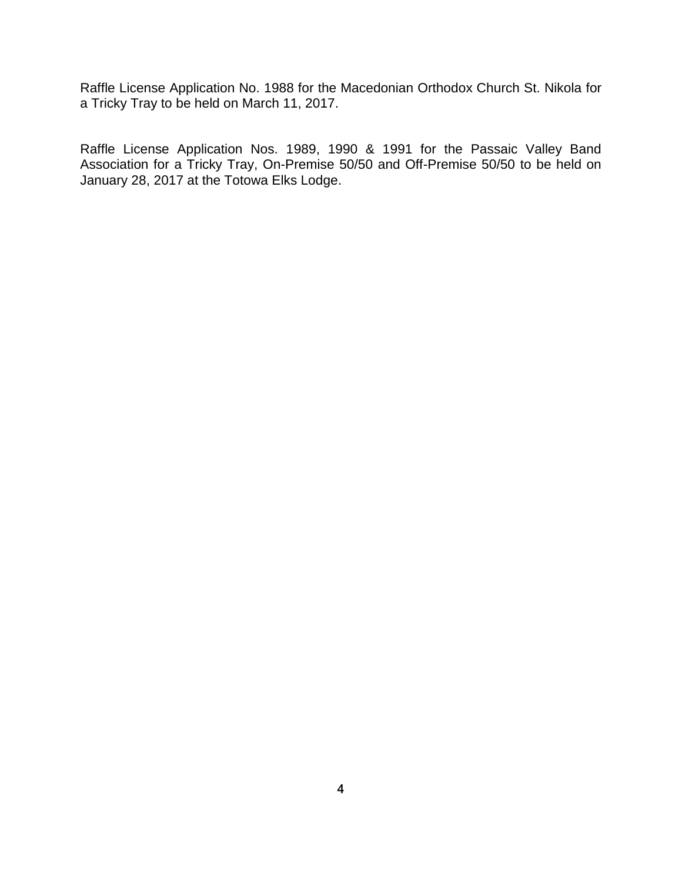Raffle License Application No. 1988 for the Macedonian Orthodox Church St. Nikola for a Tricky Tray to be held on March 11, 2017.

Raffle License Application Nos. 1989, 1990 & 1991 for the Passaic Valley Band Association for a Tricky Tray, On-Premise 50/50 and Off-Premise 50/50 to be held on January 28, 2017 at the Totowa Elks Lodge.